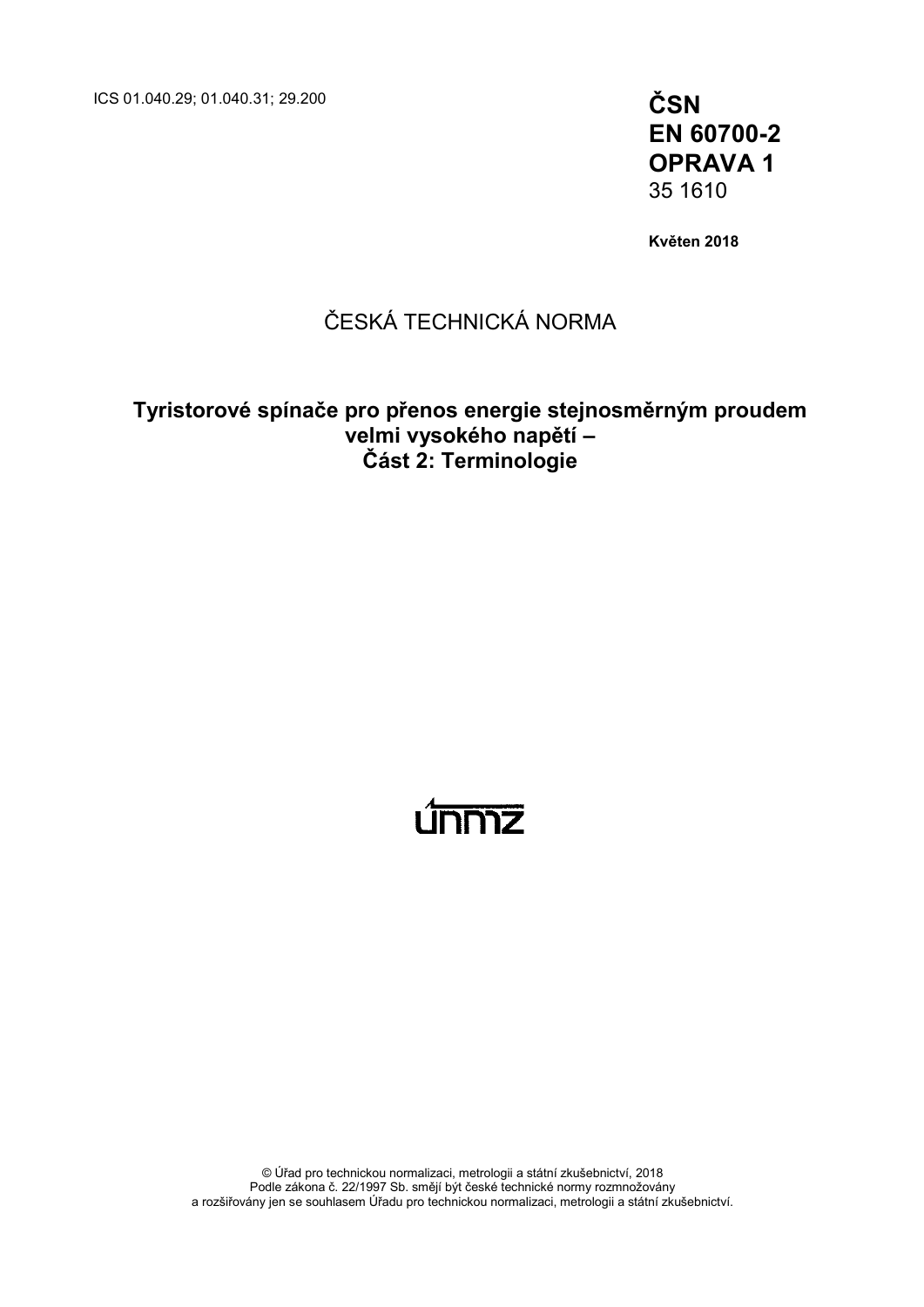ICS 01.040.29; 01.040.31; 29.200

**ČSN**
**EN 60700-2**
**OPRAVA 1**
35 1610

**Květen 2018**

ČESKÁ TECHNICKÁ NORMA

**Tyristorové spínače pro přenos energie stejnosměrným proudem velmi vysokého napětí –**
**Část 2: Terminologie**

únmz

© Úřad pro technickou normalizaci, metrologii a státní zkušebnictví, 2018
Podle zákona č. 22/1997 Sb. smějí být české technické normy rozmnožovány
a rozšiřovány jen se souhlasem Úřadu pro technickou normalizaci, metrologii a státní zkušebnictví.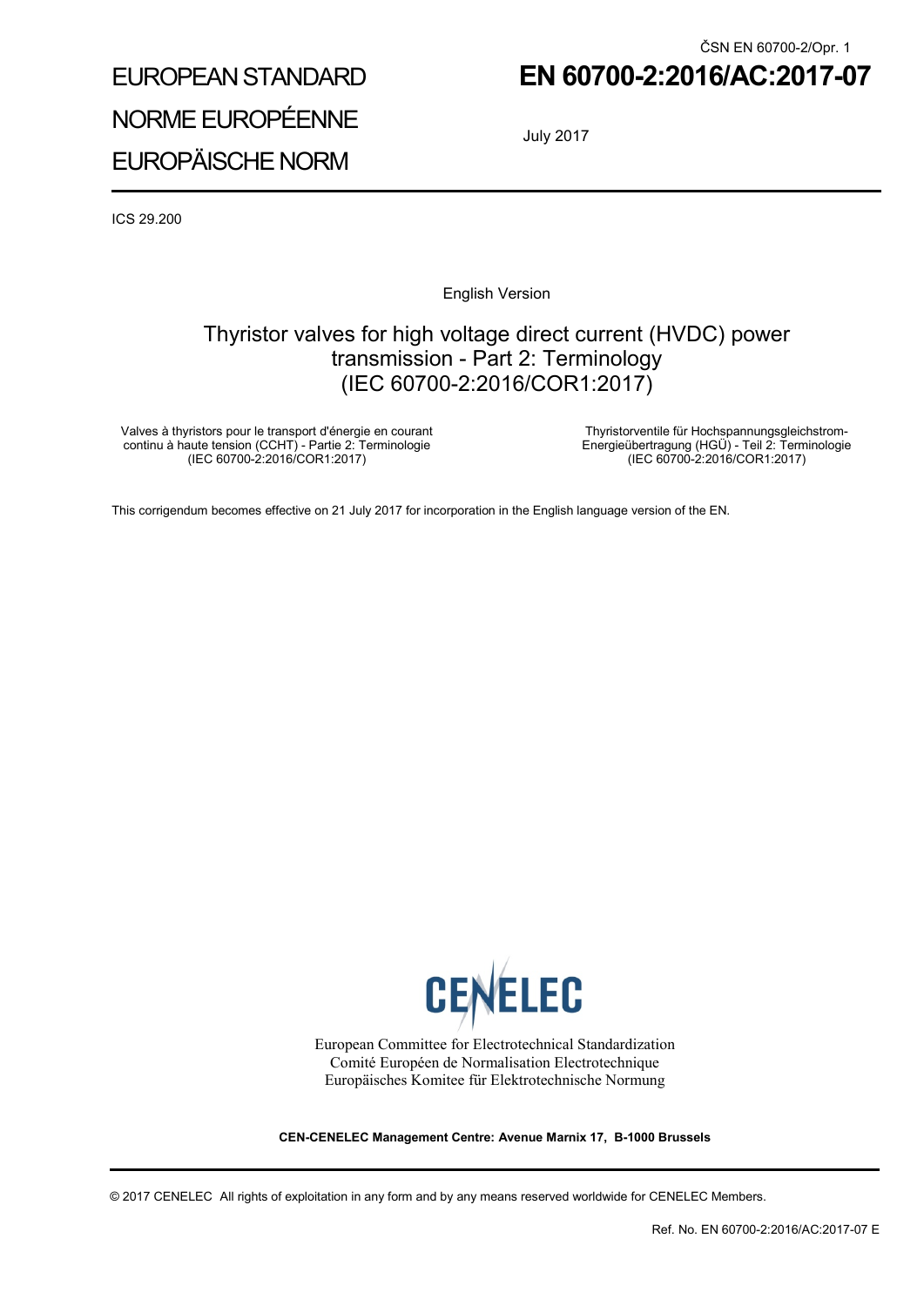ČSN EN 60700-2/Opr. 1

EUROPEAN STANDARD

NORME EUROPÉENNE

EUROPÄISCHE NORM

# EN 60700-2:2016/AC:2017-07

July 2017

ICS 29.200

English Version

## Thyristor valves for high voltage direct current (HVDC) power transmission - Part 2: Terminology (IEC 60700-2:2016/COR1:2017)

Valves à thyristors pour le transport d'énergie en courant continu à haute tension (CCHT) - Partie 2: Terminologie (IEC 60700-2:2016/COR1:2017)

Thyristorventile für Hochspannungsgleichstrom-Energieübertragung (HGÜ) - Teil 2: Terminologie (IEC 60700-2:2016/COR1:2017)

This corrigendum becomes effective on 21 July 2017 for incorporation in the English language version of the EN.

CENELEC

European Committee for Electrotechnical Standardization
Comité Européen de Normalisation Electrotechnique
Europäisches Komitee für Elektrotechnische Normung

**CEN-CENELEC Management Centre: Avenue Marnix 17, B-1000 Brussels**

© 2017 CENELEC All rights of exploitation in any form and by any means reserved worldwide for CENELEC Members.

Ref. No. EN 60700-2:2016/AC:2017-07 E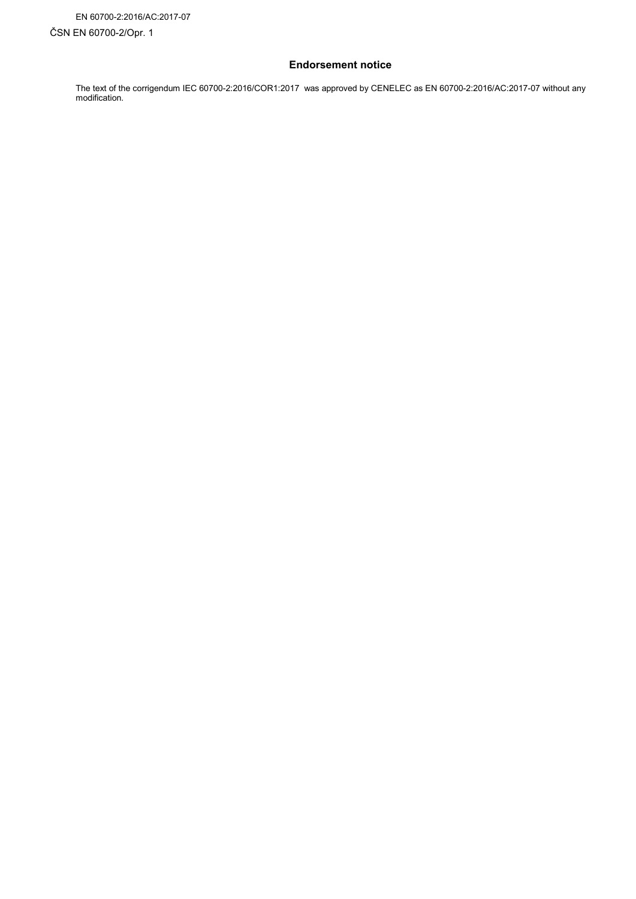## Endorsement notice

The text of the corrigendum IEC 60700-2:2016/COR1:2017 was approved by CENELEC as EN 60700-2:2016/AC:2017-07 without any modification.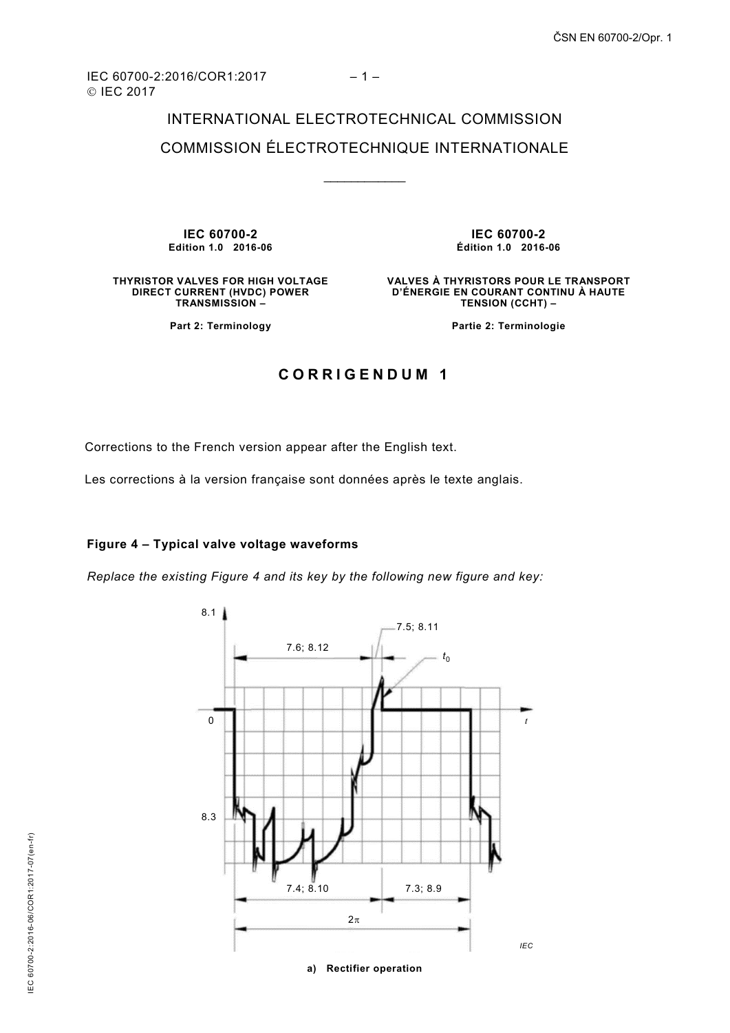IEC 60700-2:2016/COR1:2017
© IEC 2017

INTERNATIONAL ELECTROTECHNICAL COMMISSION

COMMISSION ÉLECTROTECHNIQUE INTERNATIONALE

____________

| **IEC 60700-2**<br>**Edition 1.0 2016-06** | **IEC 60700-2**<br>**Édition 1.0 2016-06** |
|---|---|
| **THYRISTOR VALVES FOR HIGH VOLTAGE DIRECT CURRENT (HVDC) POWER TRANSMISSION –** | **VALVES À THYRISTORS POUR LE TRANSPORT D'ÉNERGIE EN COURANT CONTINU À HAUTE TENSION (CCHT) –** |
| **Part 2: Terminology** | **Partie 2: Terminologie** |

## CORRIGENDUM 1

Corrections to the French version appear after the English text.

Les corrections à la version française sont données après le texte anglais.

**Figure 4 – Typical valve voltage waveforms**

*Replace the existing Figure 4 and its key by the following new figure and key:*

**a) Rectifier operation**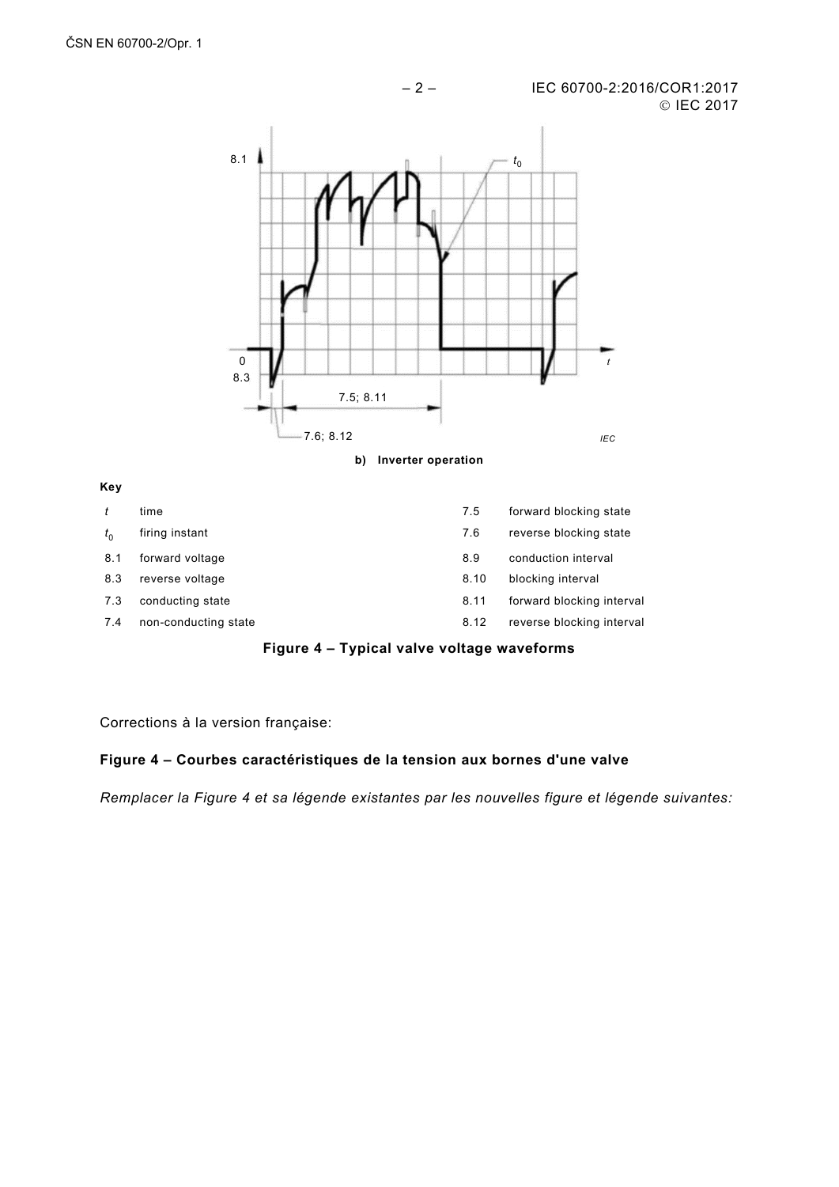b) Inverter operation

**Key**

| | | | |
|---|---|---|---|
| $t$ | time | 7.5 | forward blocking state |
| $t_0$ | firing instant | 7.6 | reverse blocking state |
| 8.1 | forward voltage | 8.9 | conduction interval |
| 8.3 | reverse voltage | 8.10 | blocking interval |
| 7.3 | conducting state | 8.11 | forward blocking interval |
| 7.4 | non-conducting state | 8.12 | reverse blocking interval |

**Figure 4 – Typical valve voltage waveforms**

Corrections à la version française:

**Figure 4 – Courbes caractéristiques de la tension aux bornes d'une valve**

*Remplacer la Figure 4 et sa légende existantes par les nouvelles figure et légende suivantes:*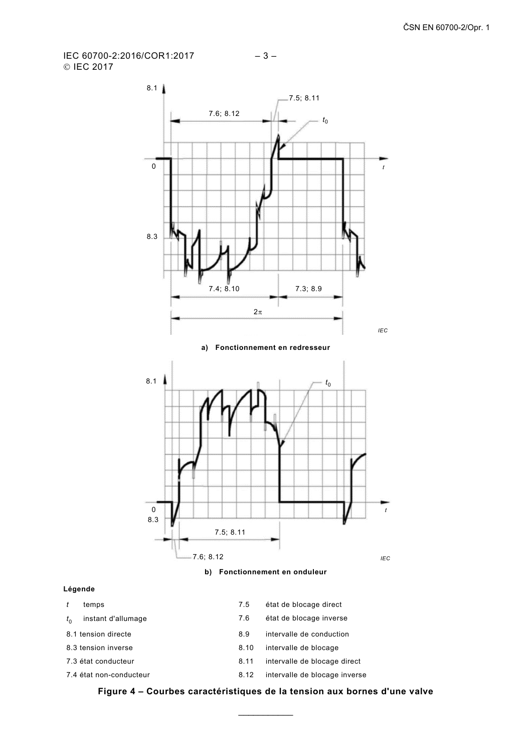a) Fonctionnement en redresseur

b) Fonctionnement en onduleur

**Légende**

| | | | |
|---|---|---|---|
| $t$ | temps | 7.5 | état de blocage direct |
| $t_0$ | instant d'allumage | 7.6 | état de blocage inverse |
| 8.1 | tension directe | 8.9 | intervalle de conduction |
| 8.3 | tension inverse | 8.10 | intervalle de blocage |
| 7.3 | état conducteur | 8.11 | intervalle de blocage direct |
| 7.4 | état non-conducteur | 8.12 | intervalle de blocage inverse |

**Figure 4 – Courbes caractéristiques de la tension aux bornes d'une valve**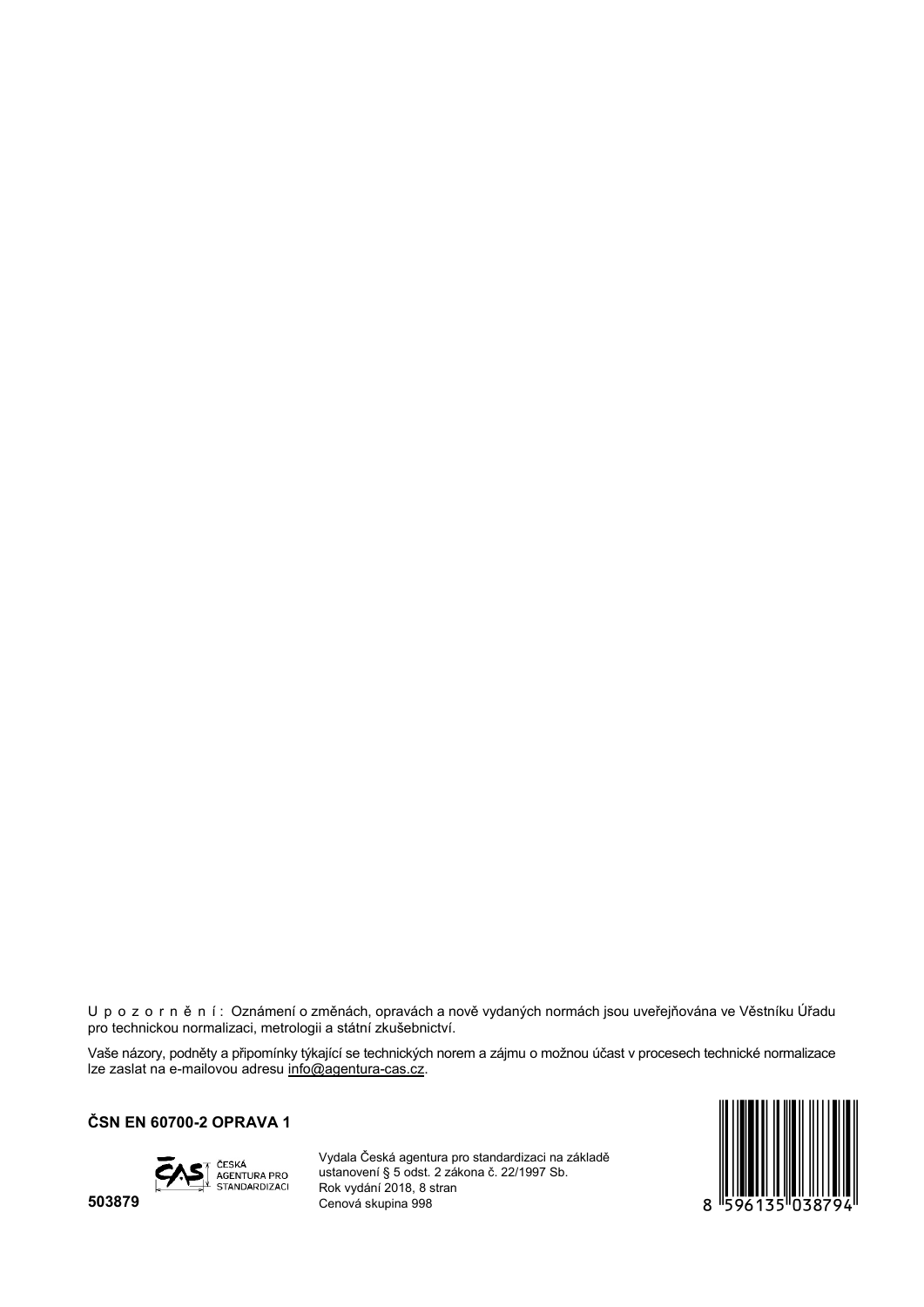U p o z o r n ě n í : Oznámení o změnách, opravách a nově vydaných normách jsou uveřejňována ve Věstníku Úřadu pro technickou normalizaci, metrologii a státní zkušebnictví.

Vaše názory, podněty a připomínky týkající se technických norem a zájmu o možnou účast v procesech technické normalizace lze zaslat na e-mailovou adresu info@agentura-cas.cz.

**ČSN EN 60700-2 OPRAVA 1**

ČESKÁ AGENTURA PRO STANDARDIZACI

**503879**

Vydala Česká agentura pro standardizaci na základě ustanovení § 5 odst. 2 zákona č. 22/1997 Sb.
Rok vydání 2018, 8 stran
Cenová skupina 998

8 596135 038794